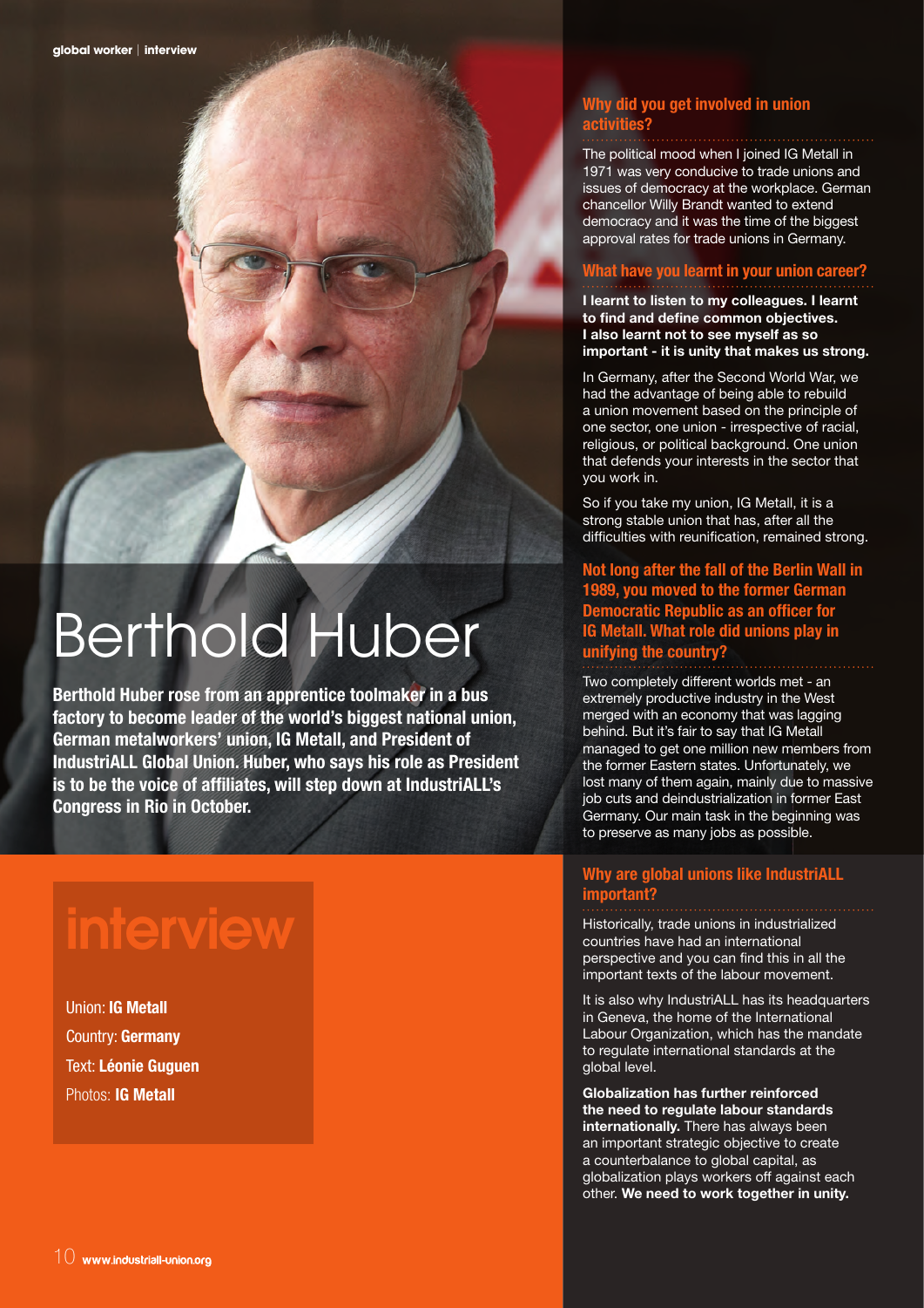# Berthold Huber

**Berthold Huber rose from an apprentice toolmaker in a bus factory to become leader of the world's biggest national union, German metalworkers' union, IG Metall, and President of IndustriALL Global Union. Huber, who says his role as President is to be the voice of affiliates, will step down at IndustriALL's Congress in Rio in October.**

## interview

Union: **IG Metall**
Country: **Germany**
Text: **Léonie Guguen**
Photos: **IG Metall**

### Why did you get involved in union activities?

The political mood when I joined IG Metall in 1971 was very conducive to trade unions and issues of democracy at the workplace. German chancellor Willy Brandt wanted to extend democracy and it was the time of the biggest approval rates for trade unions in Germany.

### What have you learnt in your union career?

**I learnt to listen to my colleagues. I learnt to find and define common objectives. I also learnt not to see myself as so important - it is unity that makes us strong.**

In Germany, after the Second World War, we had the advantage of being able to rebuild a union movement based on the principle of one sector, one union - irrespective of racial, religious, or political background. One union that defends your interests in the sector that you work in.

So if you take my union, IG Metall, it is a strong stable union that has, after all the difficulties with reunification, remained strong.

### Not long after the fall of the Berlin Wall in 1989, you moved to the former German Democratic Republic as an officer for IG Metall. What role did unions play in unifying the country?

Two completely different worlds met - an extremely productive industry in the West merged with an economy that was lagging behind. But it's fair to say that IG Metall managed to get one million new members from the former Eastern states. Unfortunately, we lost many of them again, mainly due to massive job cuts and deindustrialization in former East Germany. Our main task in the beginning was to preserve as many jobs as possible.

### Why are global unions like IndustriALL important?

Historically, trade unions in industrialized countries have had an international perspective and you can find this in all the important texts of the labour movement.

It is also why IndustriALL has its headquarters in Geneva, the home of the International Labour Organization, which has the mandate to regulate international standards at the global level.

**Globalization has further reinforced the need to regulate labour standards internationally.** There has always been an important strategic objective to create a counterbalance to global capital, as globalization plays workers off against each other. **We need to work together in unity.**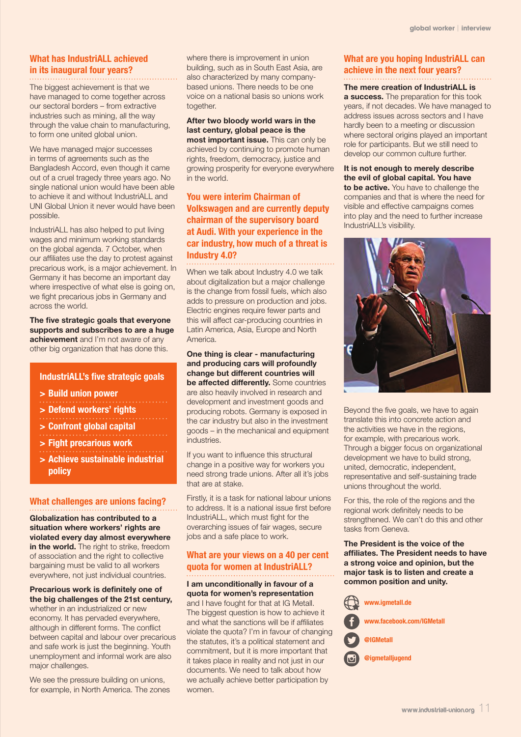## What has IndustriALL achieved in its inaugural four years?

The biggest achievement is that we have managed to come together across our sectoral borders – from extractive industries such as mining, all the way through the value chain to manufacturing, to form one united global union.

We have managed major successes in terms of agreements such as the Bangladesh Accord, even though it came out of a cruel tragedy three years ago. No single national union would have been able to achieve it and without IndustriALL and UNI Global Union it never would have been possible.

IndustriALL has also helped to put living wages and minimum working standards on the global agenda. 7 October, when our affiliates use the day to protest against precarious work, is a major achievement. In Germany it has become an important day where irrespective of what else is going on, we fight precarious jobs in Germany and across the world.

**The five strategic goals that everyone supports and subscribes to are a huge achievement** and I'm not aware of any other big organization that has done this.

### IndustriALL's five strategic goals

- > Build union power
- > Defend workers' rights
- > Confront global capital
- > Fight precarious work
- > Achieve sustainable industrial policy

## What challenges are unions facing?

**Globalization has contributed to a situation where workers' rights are violated every day almost everywhere in the world.** The right to strike, freedom of association and the right to collective bargaining must be valid to all workers everywhere, not just individual countries.

**Precarious work is definitely one of the big challenges of the 21st century,** whether in an industrialized or new economy. It has pervaded everywhere, although in different forms. The conflict between capital and labour over precarious and safe work is just the beginning. Youth unemployment and informal work are also major challenges.

We see the pressure building on unions, for example, in North America. The zones where there is improvement in union building, such as in South East Asia, are also characterized by many company-based unions. There needs to be one voice on a national basis so unions work together.

**After two bloody world wars in the last century, global peace is the most important issue.** This can only be achieved by continuing to promote human rights, freedom, democracy, justice and growing prosperity for everyone everywhere in the world.

## You were interim Chairman of Volkswagen and are currently deputy chairman of the supervisory board at Audi. With your experience in the car industry, how much of a threat is Industry 4.0?

When we talk about Industry 4.0 we talk about digitalization but a major challenge is the change from fossil fuels, which also adds to pressure on production and jobs. Electric engines require fewer parts and this will affect car-producing countries in Latin America, Asia, Europe and North America.

**One thing is clear - manufacturing and producing cars will profoundly change but different countries will be affected differently.** Some countries are also heavily involved in research and development and investment goods and producing robots. Germany is exposed in the car industry but also in the investment goods – in the mechanical and equipment industries.

If you want to influence this structural change in a positive way for workers you need strong trade unions. After all it's jobs that are at stake.

Firstly, it is a task for national labour unions to address. It is a national issue first before IndustriALL, which must fight for the overarching issues of fair wages, secure jobs and a safe place to work.

## What are your views on a 40 per cent quota for women at IndustriALL?

**I am unconditionally in favour of a quota for women's representation** and I have fought for that at IG Metall. The biggest question is how to achieve it and what the sanctions will be if affiliates violate the quota? I'm in favour of changing the statutes, it's a political statement and commitment, but it is more important that it takes place in reality and not just in our documents. We need to talk about how we actually achieve better participation by women.

## What are you hoping IndustriALL can achieve in the next four years?

**The mere creation of IndustriALL is a success.** The preparation for this took years, if not decades. We have managed to address issues across sectors and I have hardly been to a meeting or discussion where sectoral origins played an important role for participants. But we still need to develop our common culture further.

**It is not enough to merely describe the evil of global capital. You have to be active.** You have to challenge the companies and that is where the need for visible and effective campaigns comes into play and the need to further increase IndustriALL's visibility.

Beyond the five goals, we have to again translate this into concrete action and the activities we have in the regions, for example, with precarious work. Through a bigger focus on organizational development we have to build strong, united, democratic, independent, representative and self-sustaining trade unions throughout the world.

For this, the role of the regions and the regional work definitely needs to be strengthened. We can't do this and other tasks from Geneva.

**The President is the voice of the affiliates. The President needs to have a strong voice and opinion, but the major task is to listen and create a common position and unity.**

www.igmetall.de

www.facebook.com/IGMetall

@IGMetall

@igmetalljugend